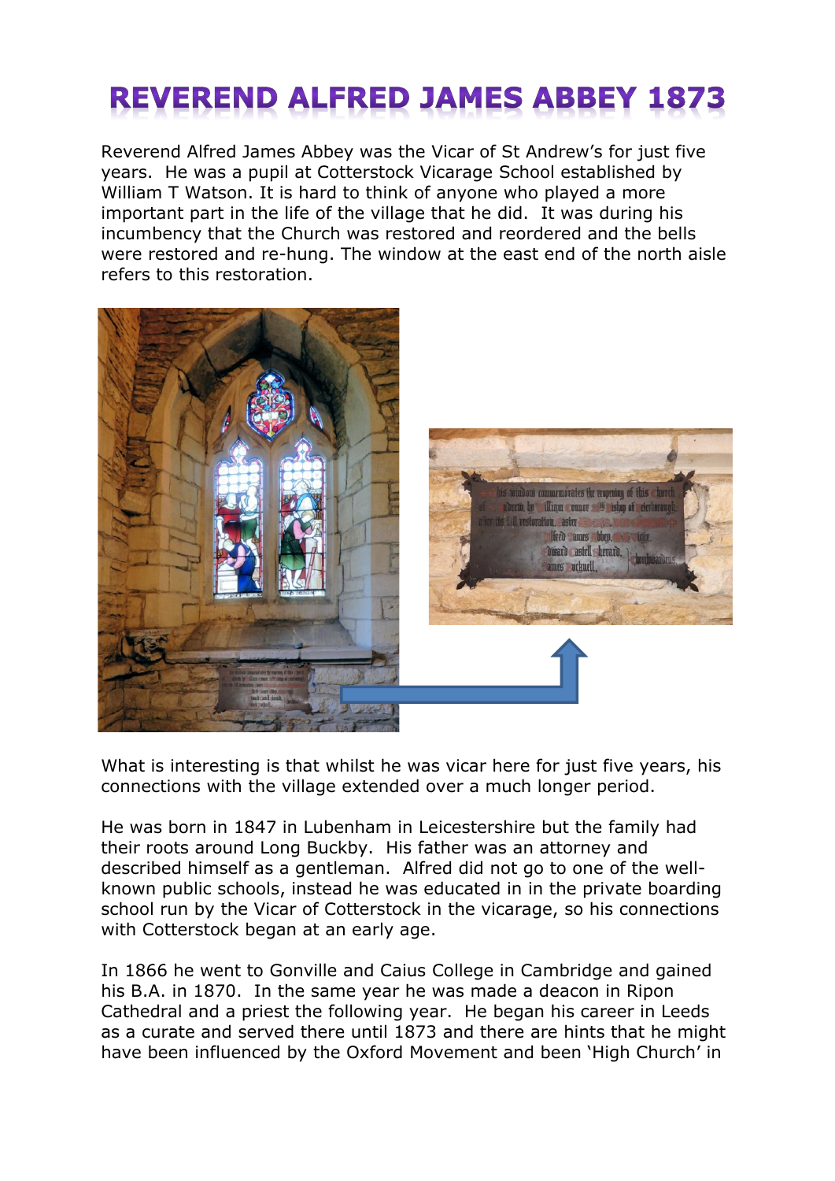# REVEREND ALFRED JAMES ABBEY 1873

Reverend Alfred James Abbey was the Vicar of St Andrew's for just five years. He was a pupil at Cotterstock Vicarage School established by William T Watson. It is hard to think of anyone who played a more important part in the life of the village that he did. It was during his incumbency that the Church was restored and reordered and the bells were restored and re-hung. The window at the east end of the north aisle refers to this restoration.

What is interesting is that whilst he was vicar here for just five years, his connections with the village extended over a much longer period.

He was born in 1847 in Lubenham in Leicestershire but the family had their roots around Long Buckby. His father was an attorney and described himself as a gentleman. Alfred did not go to one of the well-known public schools, instead he was educated in in the private boarding school run by the Vicar of Cotterstock in the vicarage, so his connections with Cotterstock began at an early age.

In 1866 he went to Gonville and Caius College in Cambridge and gained his B.A. in 1870. In the same year he was made a deacon in Ripon Cathedral and a priest the following year. He began his career in Leeds as a curate and served there until 1873 and there are hints that he might have been influenced by the Oxford Movement and been 'High Church' in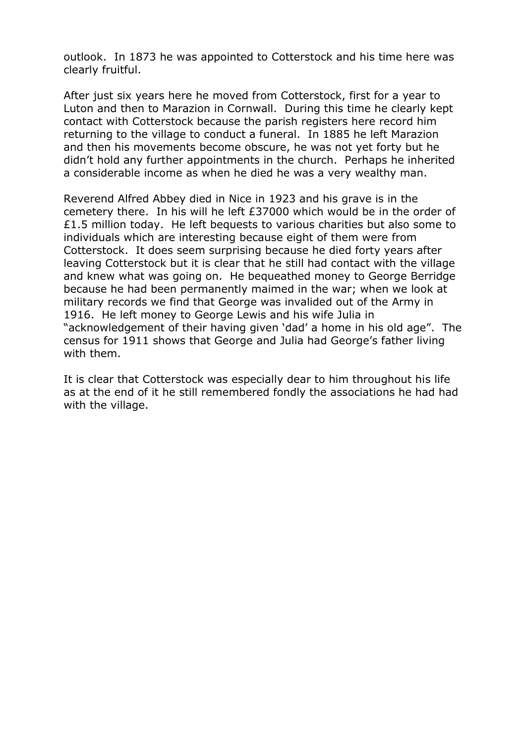outlook. In 1873 he was appointed to Cotterstock and his time here was clearly fruitful.

After just six years here he moved from Cotterstock, first for a year to Luton and then to Marazion in Cornwall. During this time he clearly kept contact with Cotterstock because the parish registers here record him returning to the village to conduct a funeral. In 1885 he left Marazion and then his movements become obscure, he was not yet forty but he didn't hold any further appointments in the church. Perhaps he inherited a considerable income as when he died he was a very wealthy man.

Reverend Alfred Abbey died in Nice in 1923 and his grave is in the cemetery there. In his will he left £37000 which would be in the order of £1.5 million today. He left bequests to various charities but also some to individuals which are interesting because eight of them were from Cotterstock. It does seem surprising because he died forty years after leaving Cotterstock but it is clear that he still had contact with the village and knew what was going on. He bequeathed money to George Berridge because he had been permanently maimed in the war; when we look at military records we find that George was invalided out of the Army in 1916. He left money to George Lewis and his wife Julia in "acknowledgement of their having given 'dad' a home in his old age". The census for 1911 shows that George and Julia had George's father living with them.

It is clear that Cotterstock was especially dear to him throughout his life as at the end of it he still remembered fondly the associations he had had with the village.